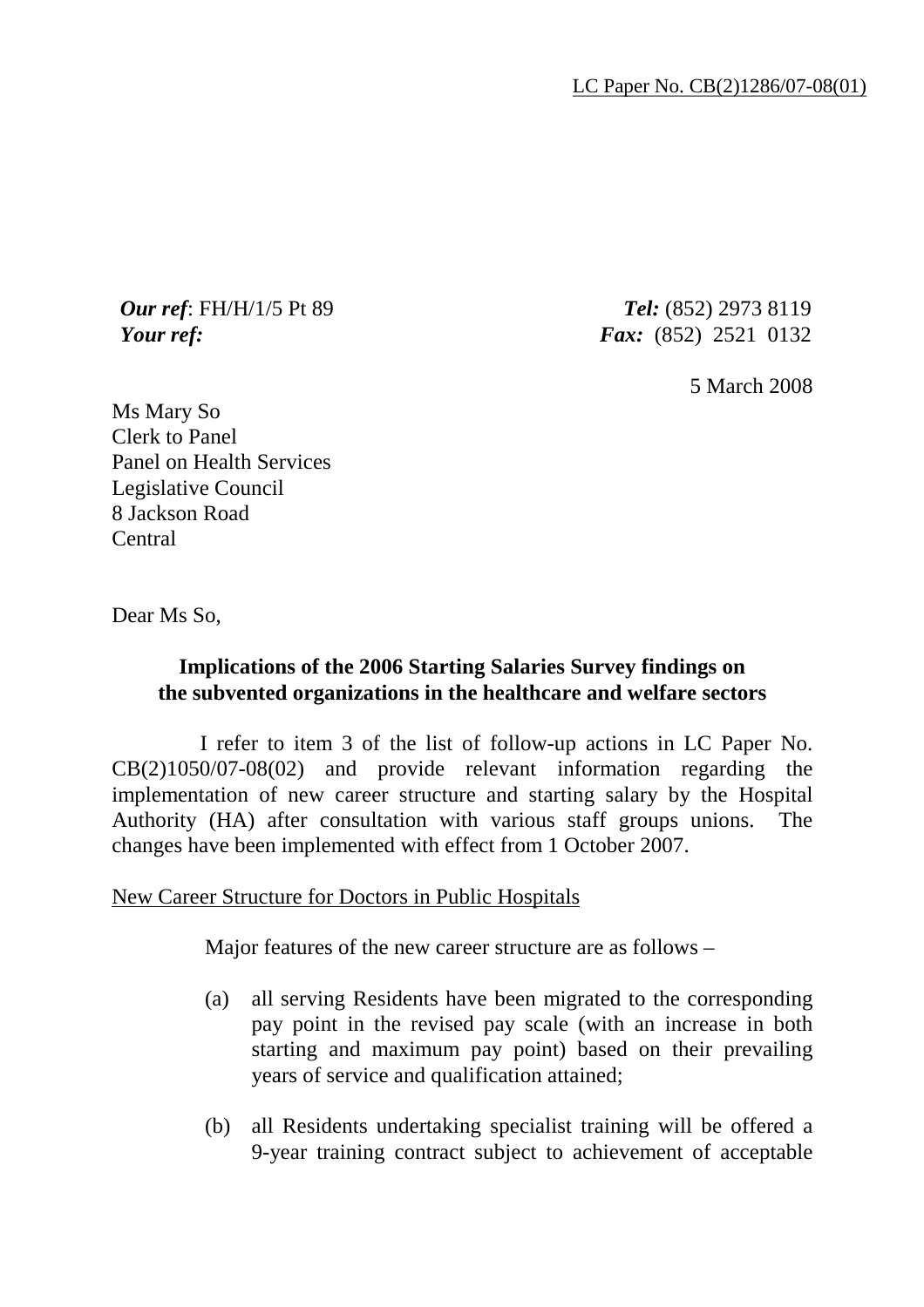LC Paper No. CB(2)1286/07-08(01)

***Our ref***: FH/H/1/5 Pt 89
***Your ref:***

***Tel:*** (852) 2973 8119
***Fax:*** (852) 2521 0132

5 March 2008

Ms Mary So
Clerk to Panel
Panel on Health Services
Legislative Council
8 Jackson Road
Central

Dear Ms So,

**Implications of the 2006 Starting Salaries Survey findings on the subvented organizations in the healthcare and welfare sectors**

I refer to item 3 of the list of follow-up actions in LC Paper No. CB(2)1050/07-08(02) and provide relevant information regarding the implementation of new career structure and starting salary by the Hospital Authority (HA) after consultation with various staff groups unions. The changes have been implemented with effect from 1 October 2007.

New Career Structure for Doctors in Public Hospitals

Major features of the new career structure are as follows –

(a) all serving Residents have been migrated to the corresponding pay point in the revised pay scale (with an increase in both starting and maximum pay point) based on their prevailing years of service and qualification attained;

(b) all Residents undertaking specialist training will be offered a 9-year training contract subject to achievement of acceptable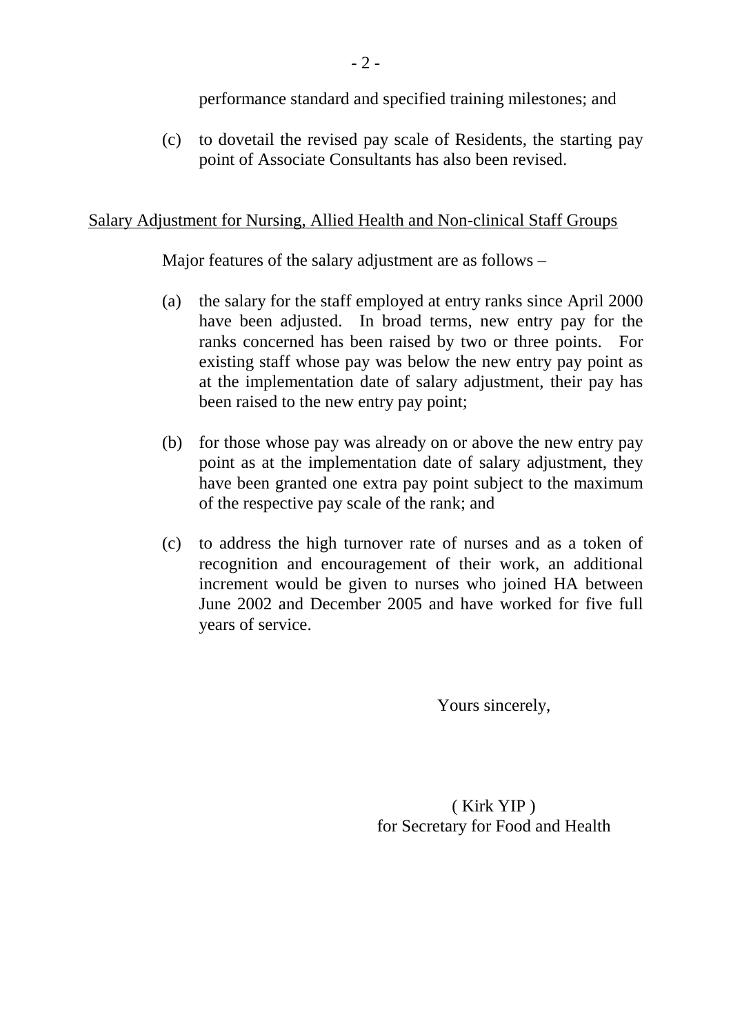performance standard and specified training milestones; and

(c) to dovetail the revised pay scale of Residents, the starting pay point of Associate Consultants has also been revised.

<u>Salary Adjustment for Nursing, Allied Health and Non-clinical Staff Groups</u>

Major features of the salary adjustment are as follows –

(a) the salary for the staff employed at entry ranks since April 2000 have been adjusted. In broad terms, new entry pay for the ranks concerned has been raised by two or three points. For existing staff whose pay was below the new entry pay point as at the implementation date of salary adjustment, their pay has been raised to the new entry pay point;

(b) for those whose pay was already on or above the new entry pay point as at the implementation date of salary adjustment, they have been granted one extra pay point subject to the maximum of the respective pay scale of the rank; and

(c) to address the high turnover rate of nurses and as a token of recognition and encouragement of their work, an additional increment would be given to nurses who joined HA between June 2002 and December 2005 and have worked for five full years of service.

Yours sincerely,

( Kirk YIP )
for Secretary for Food and Health